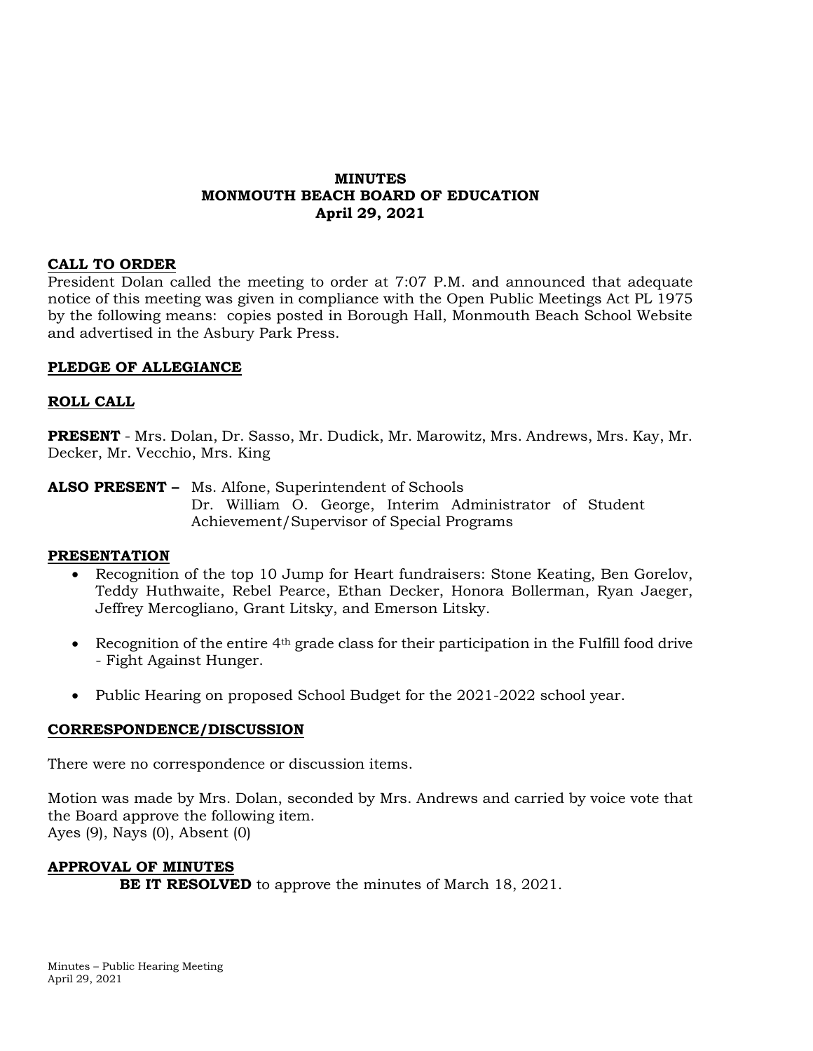# MINUTES
# MONMOUTH BEACH BOARD OF EDUCATION
# April 29, 2021

## CALL TO ORDER

President Dolan called the meeting to order at 7:07 P.M. and announced that adequate notice of this meeting was given in compliance with the Open Public Meetings Act PL 1975 by the following means: copies posted in Borough Hall, Monmouth Beach School Website and advertised in the Asbury Park Press.

## PLEDGE OF ALLEGIANCE

## ROLL CALL

**PRESENT** - Mrs. Dolan, Dr. Sasso, Mr. Dudick, Mr. Marowitz, Mrs. Andrews, Mrs. Kay, Mr. Decker, Mr. Vecchio, Mrs. King

**ALSO PRESENT –** Ms. Alfone, Superintendent of Schools
Dr. William O. George, Interim Administrator of Student Achievement/Supervisor of Special Programs

## PRESENTATION

- Recognition of the top 10 Jump for Heart fundraisers: Stone Keating, Ben Gorelov, Teddy Huthwaite, Rebel Pearce, Ethan Decker, Honora Bollerman, Ryan Jaeger, Jeffrey Mercogliano, Grant Litsky, and Emerson Litsky.
- Recognition of the entire 4th grade class for their participation in the Fulfill food drive - Fight Against Hunger.
- Public Hearing on proposed School Budget for the 2021-2022 school year.

## CORRESPONDENCE/DISCUSSION

There were no correspondence or discussion items.

Motion was made by Mrs. Dolan, seconded by Mrs. Andrews and carried by voice vote that the Board approve the following item.
Ayes (9), Nays (0), Absent (0)

## APPROVAL OF MINUTES

**BE IT RESOLVED** to approve the minutes of March 18, 2021.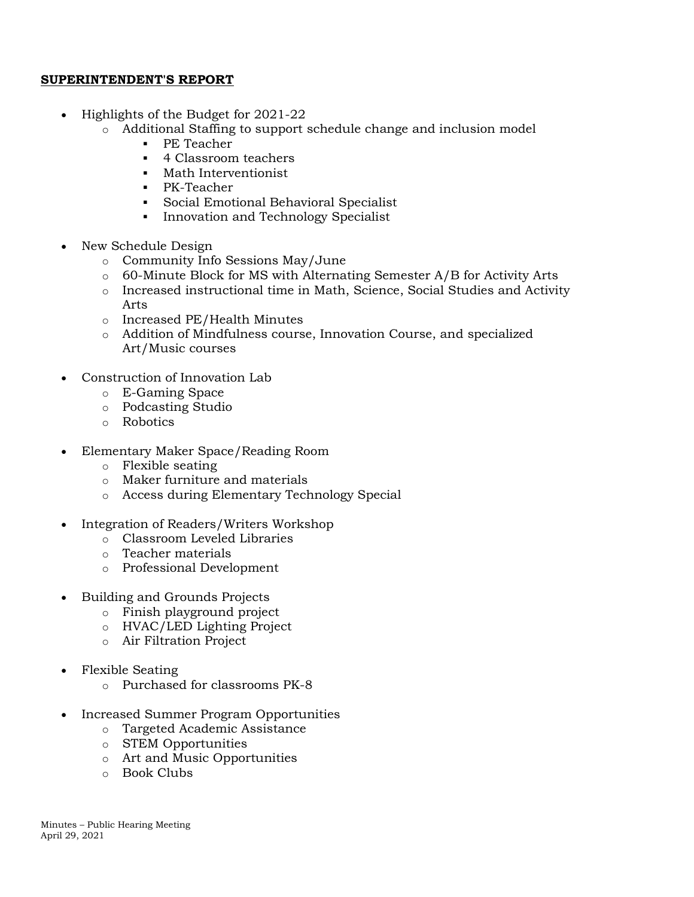## SUPERINTENDENT'S REPORT

- Highlights of the Budget for 2021-22
    - Additional Staffing to support schedule change and inclusion model
        - PE Teacher
        - 4 Classroom teachers
        - Math Interventionist
        - PK-Teacher
        - Social Emotional Behavioral Specialist
        - Innovation and Technology Specialist

- New Schedule Design
    - Community Info Sessions May/June
    - 60-Minute Block for MS with Alternating Semester A/B for Activity Arts
    - Increased instructional time in Math, Science, Social Studies and Activity Arts
    - Increased PE/Health Minutes
    - Addition of Mindfulness course, Innovation Course, and specialized Art/Music courses

- Construction of Innovation Lab
    - E-Gaming Space
    - Podcasting Studio
    - Robotics

- Elementary Maker Space/Reading Room
    - Flexible seating
    - Maker furniture and materials
    - Access during Elementary Technology Special

- Integration of Readers/Writers Workshop
    - Classroom Leveled Libraries
    - Teacher materials
    - Professional Development

- Building and Grounds Projects
    - Finish playground project
    - HVAC/LED Lighting Project
    - Air Filtration Project

- Flexible Seating
    - Purchased for classrooms PK-8

- Increased Summer Program Opportunities
    - Targeted Academic Assistance
    - STEM Opportunities
    - Art and Music Opportunities
    - Book Clubs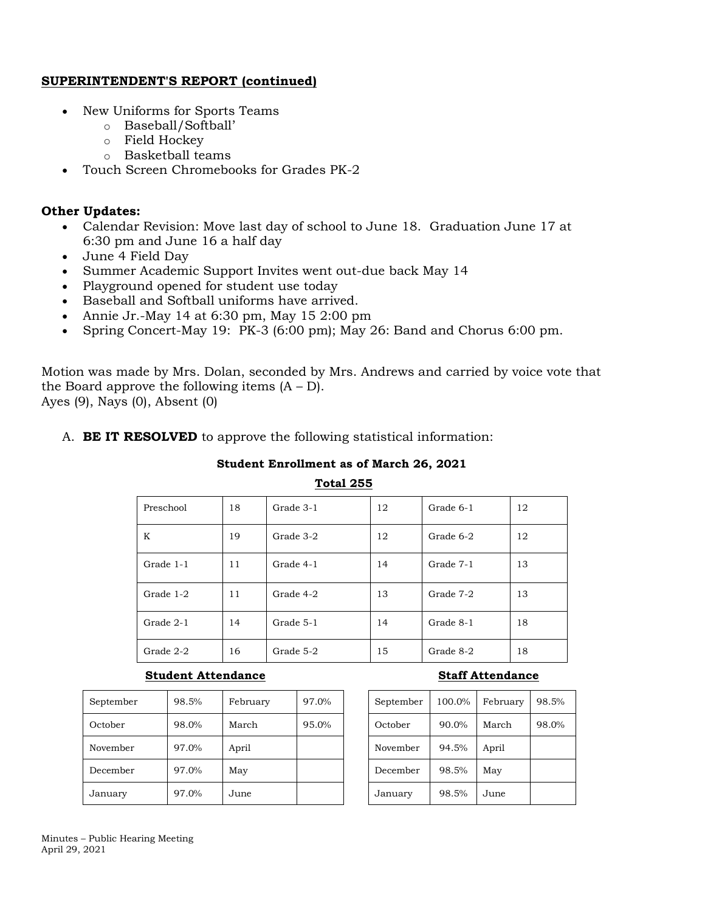**SUPERINTENDENT'S REPORT (continued)**

- New Uniforms for Sports Teams
  - Baseball/Softball'
  - Field Hockey
  - Basketball teams
- Touch Screen Chromebooks for Grades PK-2

**Other Updates:**

- Calendar Revision: Move last day of school to June 18. Graduation June 17 at 6:30 pm and June 16 a half day
- June 4 Field Day
- Summer Academic Support Invites went out-due back May 14
- Playground opened for student use today
- Baseball and Softball uniforms have arrived.
- Annie Jr.-May 14 at 6:30 pm, May 15 2:00 pm
- Spring Concert-May 19: PK-3 (6:00 pm); May 26: Band and Chorus 6:00 pm.

Motion was made by Mrs. Dolan, seconded by Mrs. Andrews and carried by voice vote that the Board approve the following items (A – D).
Ayes (9), Nays (0), Absent (0)

A. **BE IT RESOLVED** to approve the following statistical information:

**Student Enrollment as of March 26, 2021**

**Total 255**

| | | | | | |
|---|---|---|---|---|---|
| Preschool | 18 | Grade 3-1 | 12 | Grade 6-1 | 12 |
| K | 19 | Grade 3-2 | 12 | Grade 6-2 | 12 |
| Grade 1-1 | 11 | Grade 4-1 | 14 | Grade 7-1 | 13 |
| Grade 1-2 | 11 | Grade 4-2 | 13 | Grade 7-2 | 13 |
| Grade 2-1 | 14 | Grade 5-1 | 14 | Grade 8-1 | 18 |
| Grade 2-2 | 16 | Grade 5-2 | 15 | Grade 8-2 | 18 |

**Student Attendance**

| | | | |
|---|---|---|---|
| September | 98.5% | February | 97.0% |
| October | 98.0% | March | 95.0% |
| November | 97.0% | April | |
| December | 97.0% | May | |
| January | 97.0% | June | |

**Staff Attendance**

| | | | |
|---|---|---|---|
| September | 100.0% | February | 98.5% |
| October | 90.0% | March | 98.0% |
| November | 94.5% | April | |
| December | 98.5% | May | |
| January | 98.5% | June | |

Minutes – Public Hearing Meeting
April 29, 2021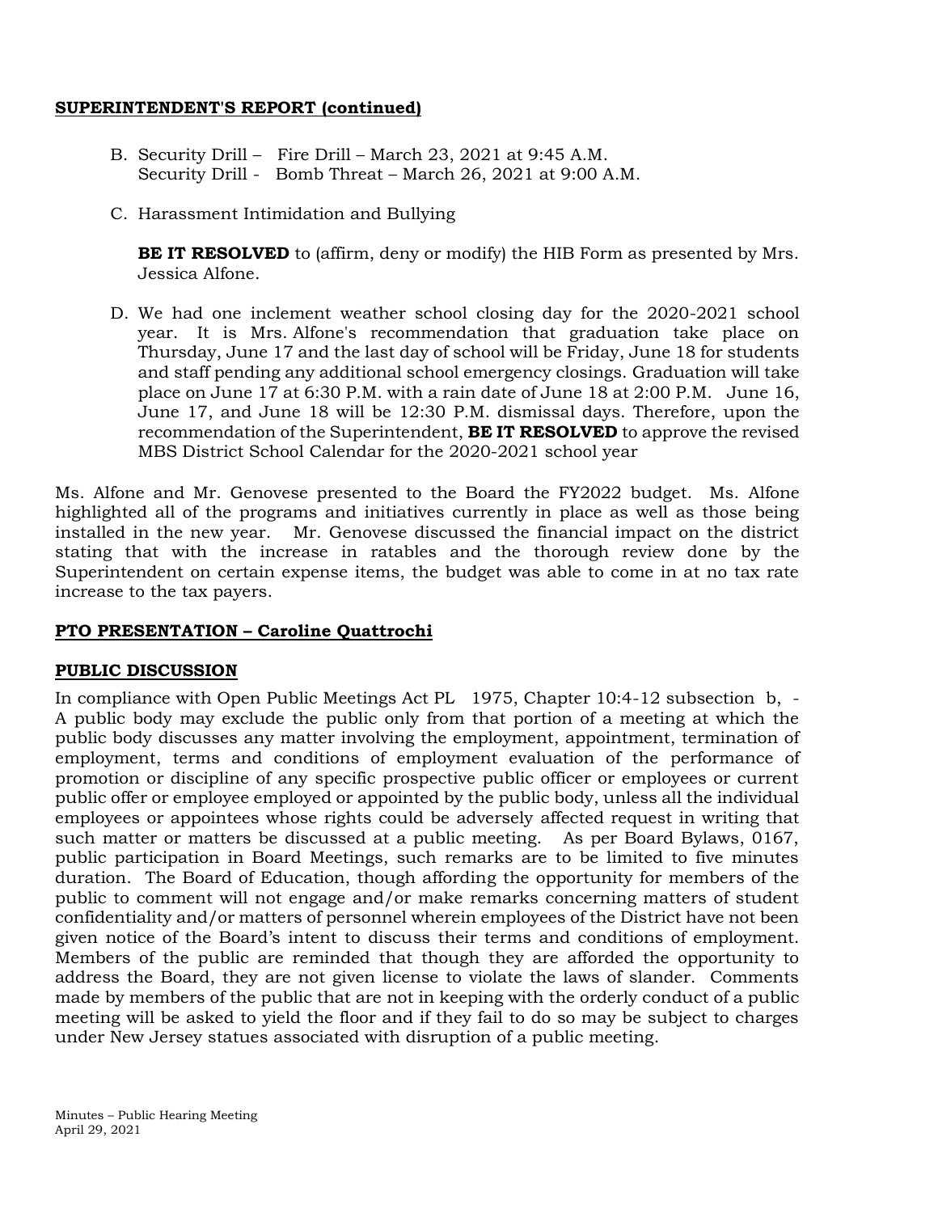**SUPERINTENDENT'S REPORT (continued)**

B. Security Drill – Fire Drill – March 23, 2021 at 9:45 A.M.
   Security Drill - Bomb Threat – March 26, 2021 at 9:00 A.M.

C. Harassment Intimidation and Bullying

   **BE IT RESOLVED** to (affirm, deny or modify) the HIB Form as presented by Mrs. Jessica Alfone.

D. We had one inclement weather school closing day for the 2020-2021 school year. It is Mrs. Alfone's recommendation that graduation take place on Thursday, June 17 and the last day of school will be Friday, June 18 for students and staff pending any additional school emergency closings. Graduation will take place on June 17 at 6:30 P.M. with a rain date of June 18 at 2:00 P.M. June 16, June 17, and June 18 will be 12:30 P.M. dismissal days. Therefore, upon the recommendation of the Superintendent, **BE IT RESOLVED** to approve the revised MBS District School Calendar for the 2020-2021 school year

Ms. Alfone and Mr. Genovese presented to the Board the FY2022 budget. Ms. Alfone highlighted all of the programs and initiatives currently in place as well as those being installed in the new year. Mr. Genovese discussed the financial impact on the district stating that with the increase in ratables and the thorough review done by the Superintendent on certain expense items, the budget was able to come in at no tax rate increase to the tax payers.

**PTO PRESENTATION – Caroline Quattrochi**

**PUBLIC DISCUSSION**

In compliance with Open Public Meetings Act PL 1975, Chapter 10:4-12 subsection b, - A public body may exclude the public only from that portion of a meeting at which the public body discusses any matter involving the employment, appointment, termination of employment, terms and conditions of employment evaluation of the performance of promotion or discipline of any specific prospective public officer or employees or current public offer or employee employed or appointed by the public body, unless all the individual employees or appointees whose rights could be adversely affected request in writing that such matter or matters be discussed at a public meeting. As per Board Bylaws, 0167, public participation in Board Meetings, such remarks are to be limited to five minutes duration. The Board of Education, though affording the opportunity for members of the public to comment will not engage and/or make remarks concerning matters of student confidentiality and/or matters of personnel wherein employees of the District have not been given notice of the Board's intent to discuss their terms and conditions of employment. Members of the public are reminded that though they are afforded the opportunity to address the Board, they are not given license to violate the laws of slander. Comments made by members of the public that are not in keeping with the orderly conduct of a public meeting will be asked to yield the floor and if they fail to do so may be subject to charges under New Jersey statues associated with disruption of a public meeting.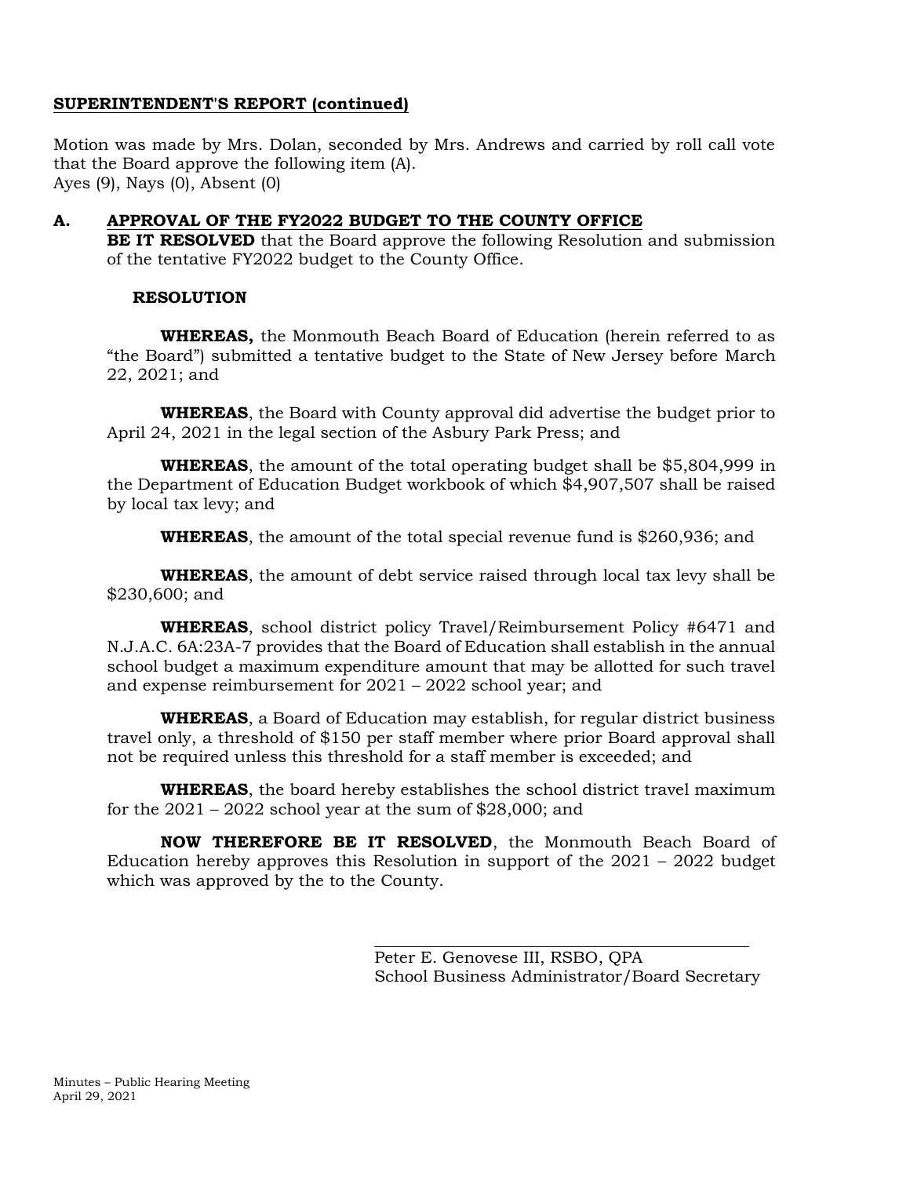**SUPERINTENDENT'S REPORT (continued)**

Motion was made by Mrs. Dolan, seconded by Mrs. Andrews and carried by roll call vote that the Board approve the following item (A).
Ayes (9), Nays (0), Absent (0)

**A. APPROVAL OF THE FY2022 BUDGET TO THE COUNTY OFFICE**

**BE IT RESOLVED** that the Board approve the following Resolution and submission of the tentative FY2022 budget to the County Office.

**RESOLUTION**

**WHEREAS,** the Monmouth Beach Board of Education (herein referred to as "the Board") submitted a tentative budget to the State of New Jersey before March 22, 2021; and

**WHEREAS**, the Board with County approval did advertise the budget prior to April 24, 2021 in the legal section of the Asbury Park Press; and

**WHEREAS**, the amount of the total operating budget shall be $5,804,999 in the Department of Education Budget workbook of which $4,907,507 shall be raised by local tax levy; and

**WHEREAS**, the amount of the total special revenue fund is $260,936; and

**WHEREAS**, the amount of debt service raised through local tax levy shall be $230,600; and

**WHEREAS**, school district policy Travel/Reimbursement Policy #6471 and N.J.A.C. 6A:23A-7 provides that the Board of Education shall establish in the annual school budget a maximum expenditure amount that may be allotted for such travel and expense reimbursement for 2021 – 2022 school year; and

**WHEREAS**, a Board of Education may establish, for regular district business travel only, a threshold of $150 per staff member where prior Board approval shall not be required unless this threshold for a staff member is exceeded; and

**WHEREAS**, the board hereby establishes the school district travel maximum for the 2021 – 2022 school year at the sum of $28,000; and

**NOW THEREFORE BE IT RESOLVED**, the Monmouth Beach Board of Education hereby approves this Resolution in support of the 2021 – 2022 budget which was approved by the to the County.

Peter E. Genovese III, RSBO, QPA
School Business Administrator/Board Secretary

Minutes – Public Hearing Meeting
April 29, 2021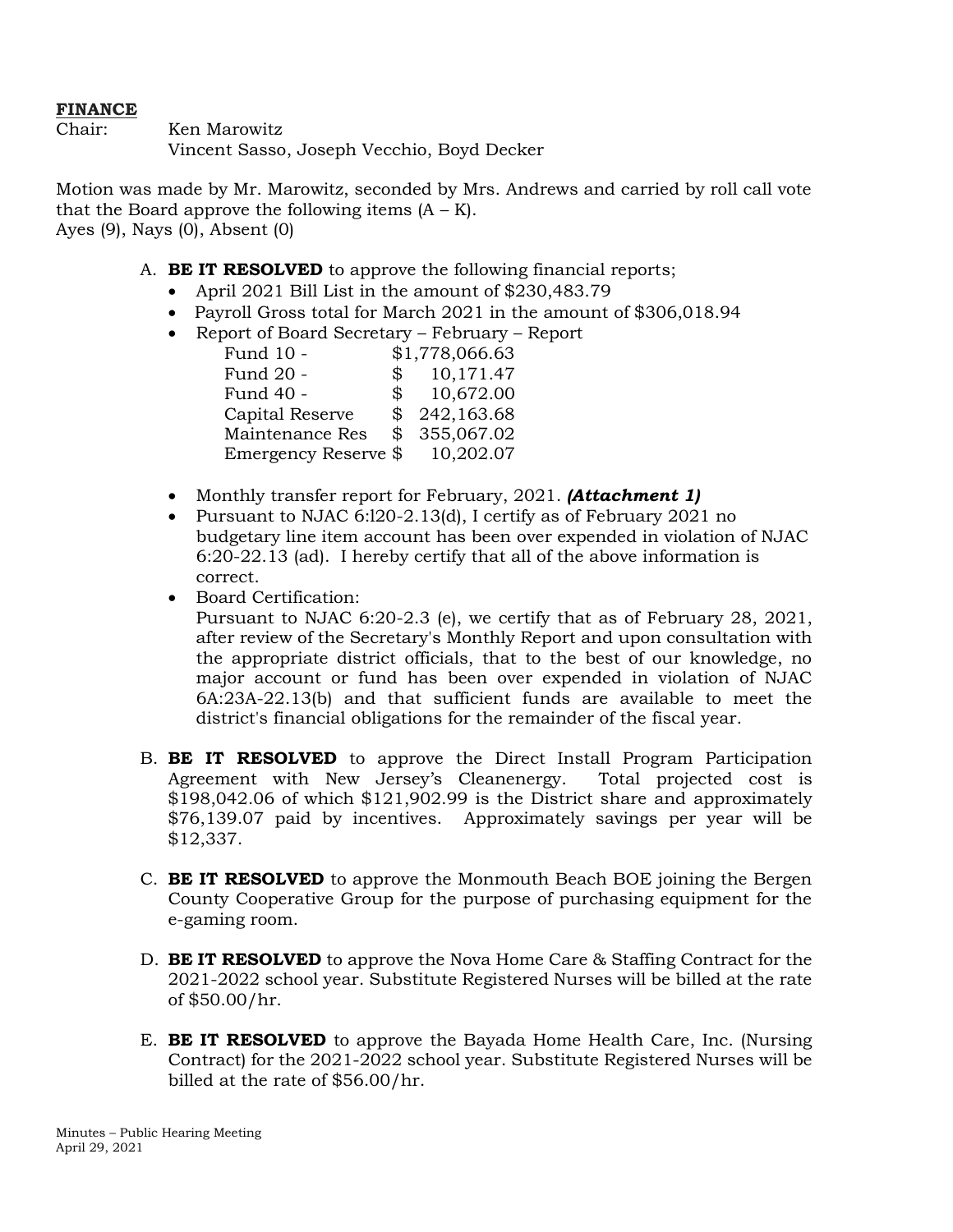**FINANCE**

Chair: Ken Marowitz
Vincent Sasso, Joseph Vecchio, Boyd Decker

Motion was made by Mr. Marowitz, seconded by Mrs. Andrews and carried by roll call vote that the Board approve the following items (A – K).
Ayes (9), Nays (0), Absent (0)

A. **BE IT RESOLVED** to approve the following financial reports;
   - April 2021 Bill List in the amount of $230,483.79
   - Payroll Gross total for March 2021 in the amount of $306,018.94
   - Report of Board Secretary – February – Report

| | |
|---|---|
| Fund 10 - | $1,778,066.63 |
| Fund 20 - | $ 10,171.47 |
| Fund 40 - | $ 10,672.00 |
| Capital Reserve | $ 242,163.68 |
| Maintenance Res | $ 355,067.02 |
| Emergency Reserve | $ 10,202.07 |

   - Monthly transfer report for February, 2021. ***(Attachment 1)***
   - Pursuant to NJAC 6:l20-2.13(d), I certify as of February 2021 no budgetary line item account has been over expended in violation of NJAC 6:20-22.13 (ad). I hereby certify that all of the above information is correct.
   - Board Certification:
     Pursuant to NJAC 6:20-2.3 (e), we certify that as of February 28, 2021, after review of the Secretary's Monthly Report and upon consultation with the appropriate district officials, that to the best of our knowledge, no major account or fund has been over expended in violation of NJAC 6A:23A-22.13(b) and that sufficient funds are available to meet the district's financial obligations for the remainder of the fiscal year.

B. **BE IT RESOLVED** to approve the Direct Install Program Participation Agreement with New Jersey's Cleanenergy. Total projected cost is $198,042.06 of which $121,902.99 is the District share and approximately $76,139.07 paid by incentives. Approximately savings per year will be $12,337.

C. **BE IT RESOLVED** to approve the Monmouth Beach BOE joining the Bergen County Cooperative Group for the purpose of purchasing equipment for the e-gaming room.

D. **BE IT RESOLVED** to approve the Nova Home Care & Staffing Contract for the 2021-2022 school year. Substitute Registered Nurses will be billed at the rate of $50.00/hr.

E. **BE IT RESOLVED** to approve the Bayada Home Health Care, Inc. (Nursing Contract) for the 2021-2022 school year. Substitute Registered Nurses will be billed at the rate of $56.00/hr.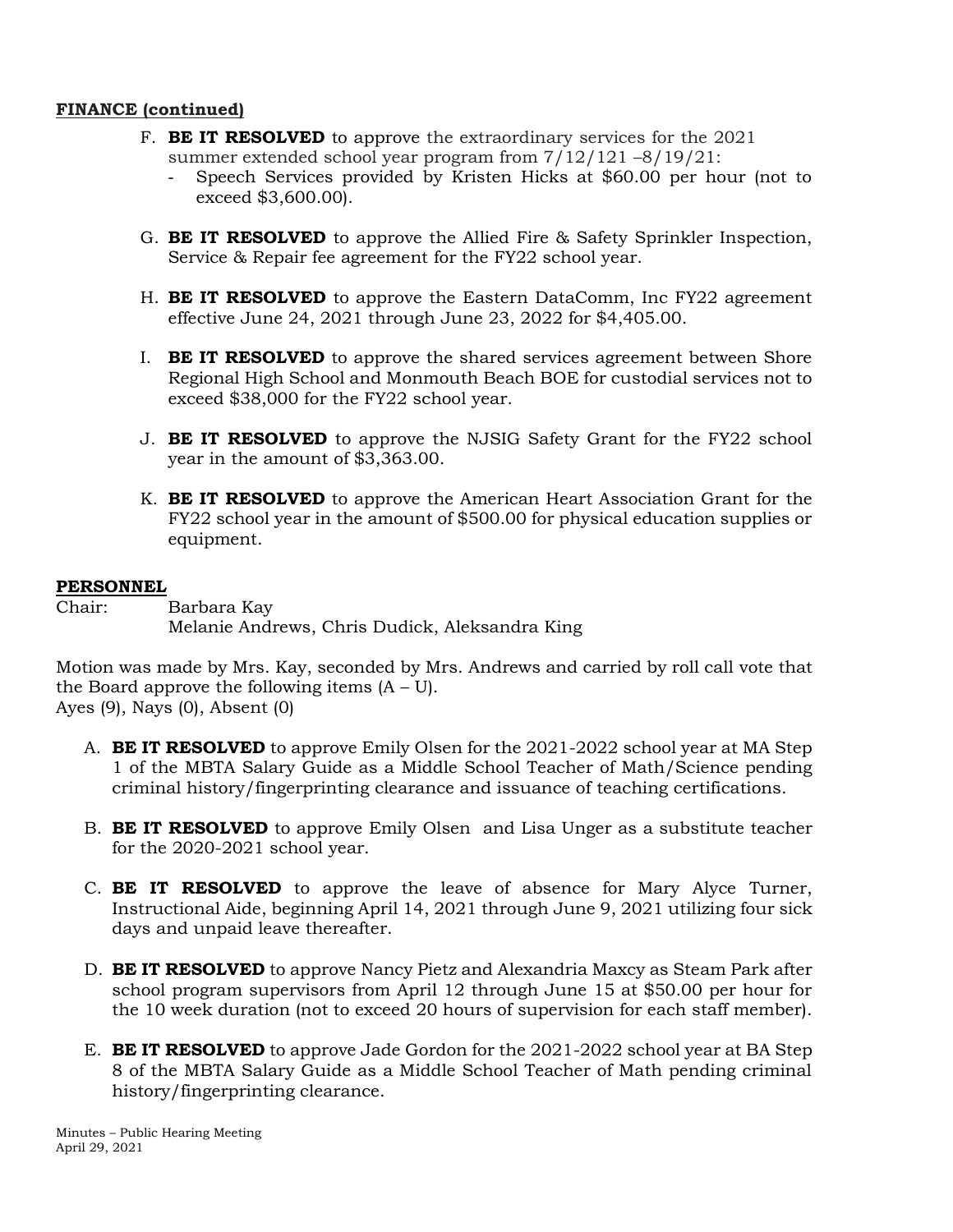**FINANCE (continued)**

F. **BE IT RESOLVED** to approve the extraordinary services for the 2021 summer extended school year program from 7/12/121 –8/19/21:
   - Speech Services provided by Kristen Hicks at $60.00 per hour (not to exceed $3,600.00).

G. **BE IT RESOLVED** to approve the Allied Fire & Safety Sprinkler Inspection, Service & Repair fee agreement for the FY22 school year.

H. **BE IT RESOLVED** to approve the Eastern DataComm, Inc FY22 agreement effective June 24, 2021 through June 23, 2022 for $4,405.00.

I. **BE IT RESOLVED** to approve the shared services agreement between Shore Regional High School and Monmouth Beach BOE for custodial services not to exceed $38,000 for the FY22 school year.

J. **BE IT RESOLVED** to approve the NJSIG Safety Grant for the FY22 school year in the amount of $3,363.00.

K. **BE IT RESOLVED** to approve the American Heart Association Grant for the FY22 school year in the amount of $500.00 for physical education supplies or equipment.

**PERSONNEL**

Chair: Barbara Kay
Melanie Andrews, Chris Dudick, Aleksandra King

Motion was made by Mrs. Kay, seconded by Mrs. Andrews and carried by roll call vote that the Board approve the following items (A – U).
Ayes (9), Nays (0), Absent (0)

A. **BE IT RESOLVED** to approve Emily Olsen for the 2021-2022 school year at MA Step 1 of the MBTA Salary Guide as a Middle School Teacher of Math/Science pending criminal history/fingerprinting clearance and issuance of teaching certifications.

B. **BE IT RESOLVED** to approve Emily Olsen and Lisa Unger as a substitute teacher for the 2020-2021 school year.

C. **BE IT RESOLVED** to approve the leave of absence for Mary Alyce Turner, Instructional Aide, beginning April 14, 2021 through June 9, 2021 utilizing four sick days and unpaid leave thereafter.

D. **BE IT RESOLVED** to approve Nancy Pietz and Alexandria Maxcy as Steam Park after school program supervisors from April 12 through June 15 at $50.00 per hour for the 10 week duration (not to exceed 20 hours of supervision for each staff member).

E. **BE IT RESOLVED** to approve Jade Gordon for the 2021-2022 school year at BA Step 8 of the MBTA Salary Guide as a Middle School Teacher of Math pending criminal history/fingerprinting clearance.

Minutes – Public Hearing Meeting
April 29, 2021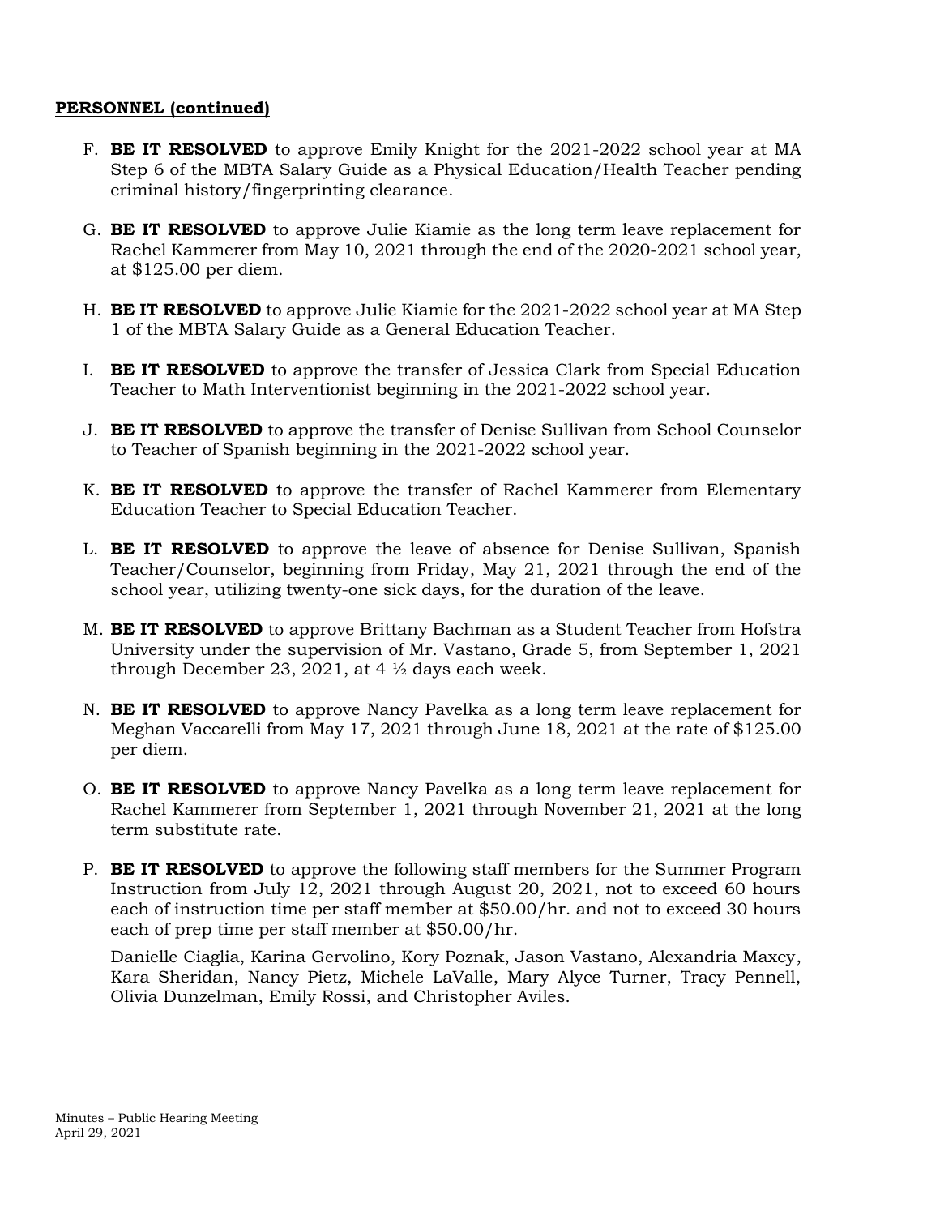**PERSONNEL (continued)**

F. **BE IT RESOLVED** to approve Emily Knight for the 2021-2022 school year at MA Step 6 of the MBTA Salary Guide as a Physical Education/Health Teacher pending criminal history/fingerprinting clearance.

G. **BE IT RESOLVED** to approve Julie Kiamie as the long term leave replacement for Rachel Kammerer from May 10, 2021 through the end of the 2020-2021 school year, at $125.00 per diem.

H. **BE IT RESOLVED** to approve Julie Kiamie for the 2021-2022 school year at MA Step 1 of the MBTA Salary Guide as a General Education Teacher.

I. **BE IT RESOLVED** to approve the transfer of Jessica Clark from Special Education Teacher to Math Interventionist beginning in the 2021-2022 school year.

J. **BE IT RESOLVED** to approve the transfer of Denise Sullivan from School Counselor to Teacher of Spanish beginning in the 2021-2022 school year.

K. **BE IT RESOLVED** to approve the transfer of Rachel Kammerer from Elementary Education Teacher to Special Education Teacher.

L. **BE IT RESOLVED** to approve the leave of absence for Denise Sullivan, Spanish Teacher/Counselor, beginning from Friday, May 21, 2021 through the end of the school year, utilizing twenty-one sick days, for the duration of the leave.

M. **BE IT RESOLVED** to approve Brittany Bachman as a Student Teacher from Hofstra University under the supervision of Mr. Vastano, Grade 5, from September 1, 2021 through December 23, 2021, at 4 ½ days each week.

N. **BE IT RESOLVED** to approve Nancy Pavelka as a long term leave replacement for Meghan Vaccarelli from May 17, 2021 through June 18, 2021 at the rate of $125.00 per diem.

O. **BE IT RESOLVED** to approve Nancy Pavelka as a long term leave replacement for Rachel Kammerer from September 1, 2021 through November 21, 2021 at the long term substitute rate.

P. **BE IT RESOLVED** to approve the following staff members for the Summer Program Instruction from July 12, 2021 through August 20, 2021, not to exceed 60 hours each of instruction time per staff member at $50.00/hr. and not to exceed 30 hours each of prep time per staff member at $50.00/hr.

   Danielle Ciaglia, Karina Gervolino, Kory Poznak, Jason Vastano, Alexandria Maxcy, Kara Sheridan, Nancy Pietz, Michele LaValle, Mary Alyce Turner, Tracy Pennell, Olivia Dunzelman, Emily Rossi, and Christopher Aviles.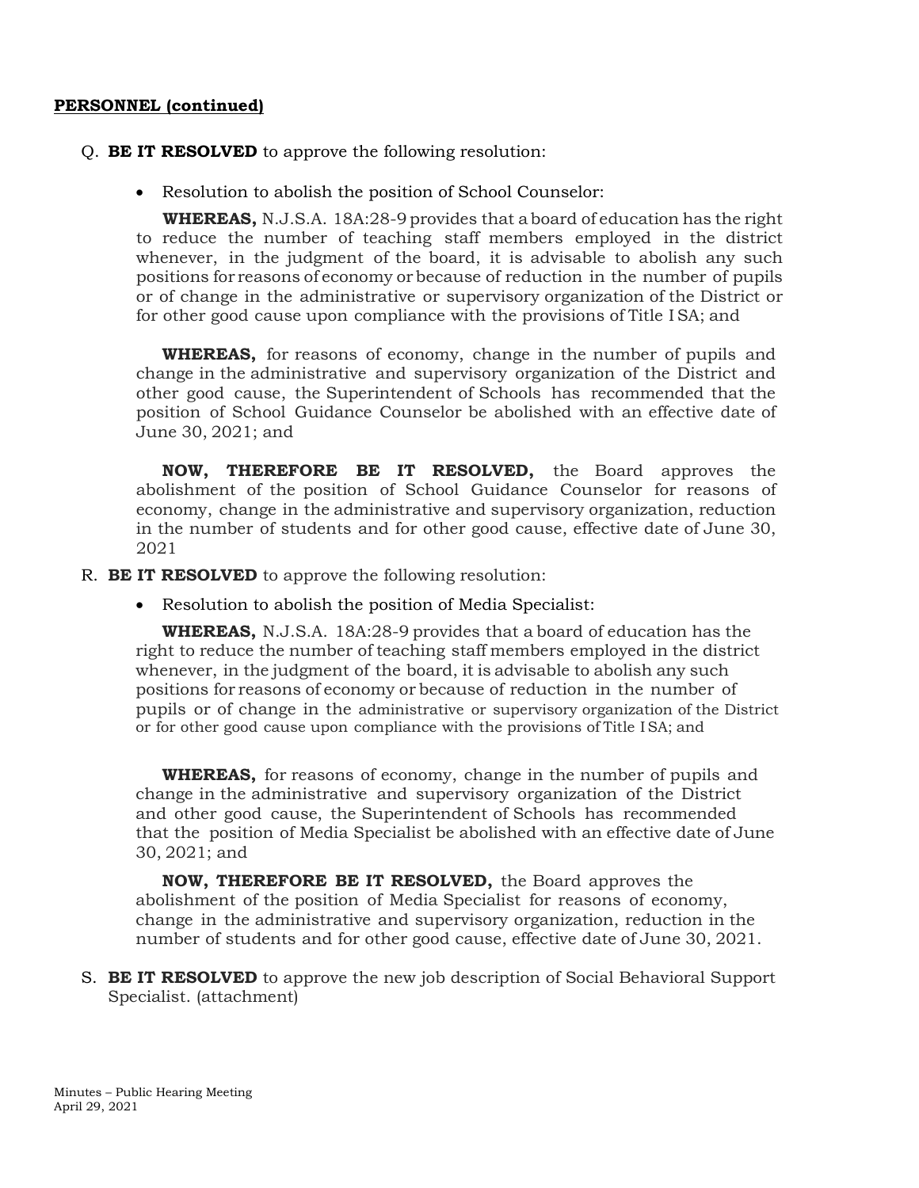**PERSONNEL (continued)**

Q. **BE IT RESOLVED** to approve the following resolution:

- Resolution to abolish the position of School Counselor:

**WHEREAS,** N.J.S.A. 18A:28-9 provides that a board of education has the right to reduce the number of teaching staff members employed in the district whenever, in the judgment of the board, it is advisable to abolish any such positions for reasons of economy or because of reduction in the number of pupils or of change in the administrative or supervisory organization of the District or for other good cause upon compliance with the provisions of Title I SA; and

**WHEREAS,** for reasons of economy, change in the number of pupils and change in the administrative and supervisory organization of the District and other good cause, the Superintendent of Schools has recommended that the position of School Guidance Counselor be abolished with an effective date of June 30, 2021; and

**NOW, THEREFORE BE IT RESOLVED,** the Board approves the abolishment of the position of School Guidance Counselor for reasons of economy, change in the administrative and supervisory organization, reduction in the number of students and for other good cause, effective date of June 30, 2021

R. **BE IT RESOLVED** to approve the following resolution:

- Resolution to abolish the position of Media Specialist:

**WHEREAS,** N.J.S.A. 18A:28-9 provides that a board of education has the right to reduce the number of teaching staff members employed in the district whenever, in the judgment of the board, it is advisable to abolish any such positions for reasons of economy or because of reduction in the number of pupils or of change in the administrative or supervisory organization of the District or for other good cause upon compliance with the provisions of Title I SA; and

**WHEREAS,** for reasons of economy, change in the number of pupils and change in the administrative and supervisory organization of the District and other good cause, the Superintendent of Schools has recommended that the position of Media Specialist be abolished with an effective date of June 30, 2021; and

**NOW, THEREFORE BE IT RESOLVED,** the Board approves the abolishment of the position of Media Specialist for reasons of economy, change in the administrative and supervisory organization, reduction in the number of students and for other good cause, effective date of June 30, 2021.

S. **BE IT RESOLVED** to approve the new job description of Social Behavioral Support Specialist. (attachment)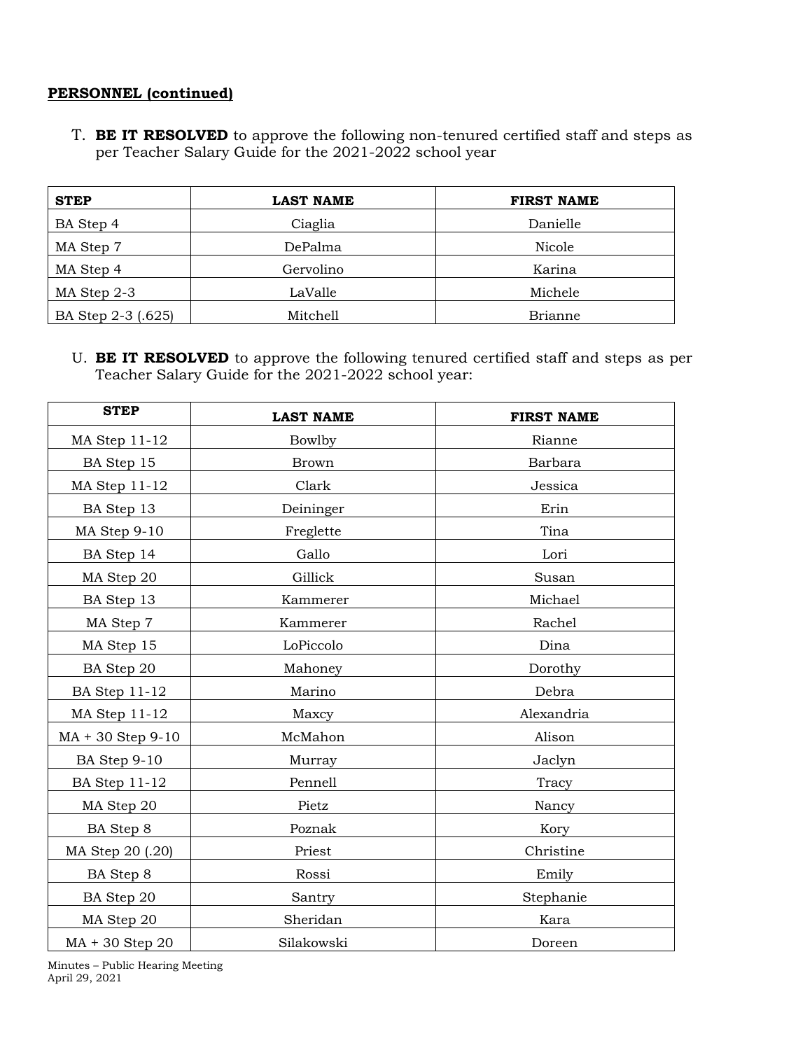**PERSONNEL (continued)**

T. **BE IT RESOLVED** to approve the following non-tenured certified staff and steps as per Teacher Salary Guide for the 2021-2022 school year

| STEP | LAST NAME | FIRST NAME |
|---|---|---|
| BA Step 4 | Ciaglia | Danielle |
| MA Step 7 | DePalma | Nicole |
| MA Step 4 | Gervolino | Karina |
| MA Step 2-3 | LaValle | Michele |
| BA Step 2-3 (.625) | Mitchell | Brianne |

U. **BE IT RESOLVED** to approve the following tenured certified staff and steps as per Teacher Salary Guide for the 2021-2022 school year:

| STEP | LAST NAME | FIRST NAME |
|---|---|---|
| MA Step 11-12 | Bowlby | Rianne |
| BA Step 15 | Brown | Barbara |
| MA Step 11-12 | Clark | Jessica |
| BA Step 13 | Deininger | Erin |
| MA Step 9-10 | Freglette | Tina |
| BA Step 14 | Gallo | Lori |
| MA Step 20 | Gillick | Susan |
| BA Step 13 | Kammerer | Michael |
| MA Step 7 | Kammerer | Rachel |
| MA Step 15 | LoPiccolo | Dina |
| BA Step 20 | Mahoney | Dorothy |
| BA Step 11-12 | Marino | Debra |
| MA Step 11-12 | Maxcy | Alexandria |
| MA + 30 Step 9-10 | McMahon | Alison |
| BA Step 9-10 | Murray | Jaclyn |
| BA Step 11-12 | Pennell | Tracy |
| MA Step 20 | Pietz | Nancy |
| BA Step 8 | Poznak | Kory |
| MA Step 20 (.20) | Priest | Christine |
| BA Step 8 | Rossi | Emily |
| BA Step 20 | Santry | Stephanie |
| MA Step 20 | Sheridan | Kara |
| MA + 30 Step 20 | Silakowski | Doreen |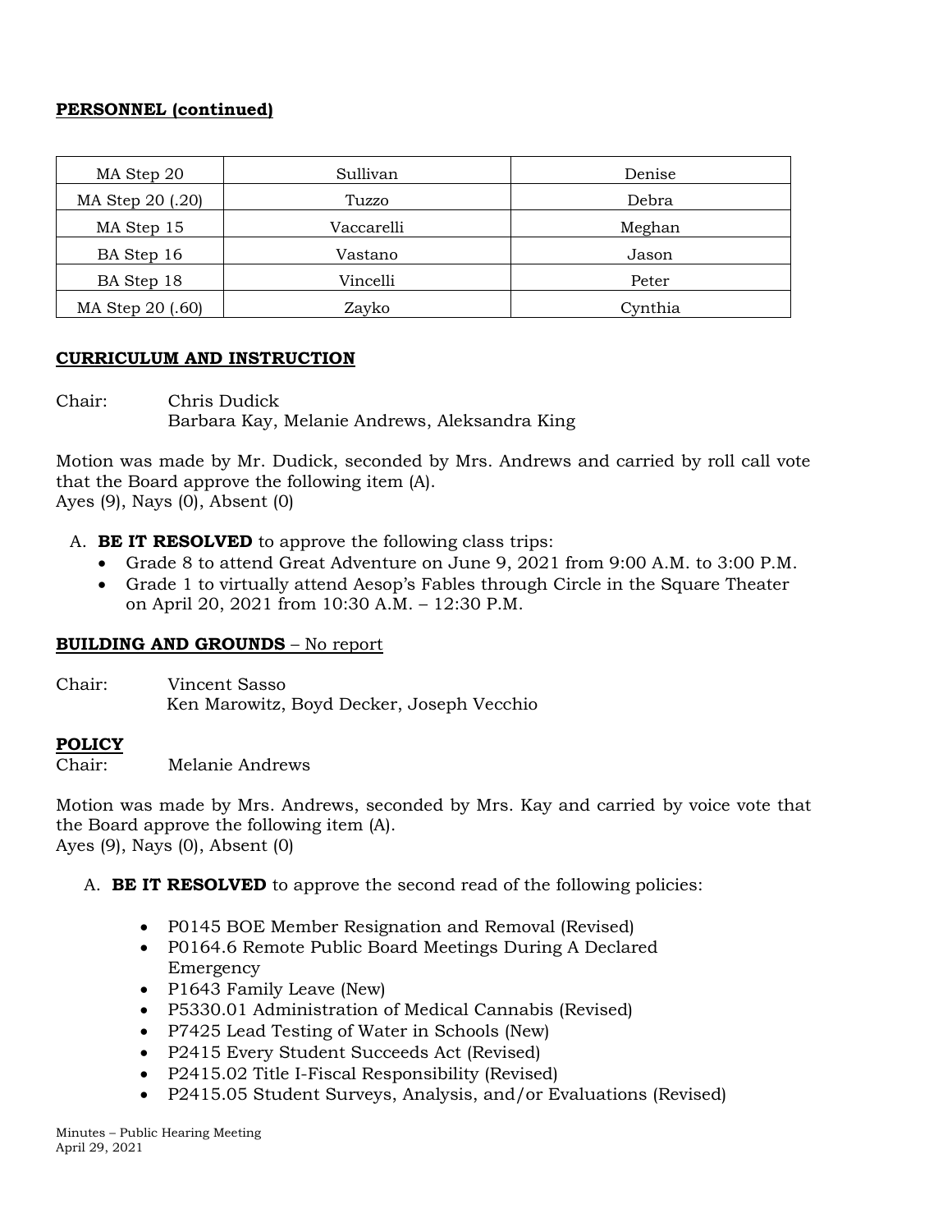**PERSONNEL (continued)**

| | | |
|---|---|---|
| MA Step 20 | Sullivan | Denise |
| MA Step 20 (.20) | Tuzzo | Debra |
| MA Step 15 | Vaccarelli | Meghan |
| BA Step 16 | Vastano | Jason |
| BA Step 18 | Vincelli | Peter |
| MA Step 20 (.60) | Zayko | Cynthia |

**CURRICULUM AND INSTRUCTION**

Chair: Chris Dudick
Barbara Kay, Melanie Andrews, Aleksandra King

Motion was made by Mr. Dudick, seconded by Mrs. Andrews and carried by roll call vote that the Board approve the following item (A).
Ayes (9), Nays (0), Absent (0)

A. **BE IT RESOLVED** to approve the following class trips:
   - Grade 8 to attend Great Adventure on June 9, 2021 from 9:00 A.M. to 3:00 P.M.
   - Grade 1 to virtually attend Aesop's Fables through Circle in the Square Theater on April 20, 2021 from 10:30 A.M. – 12:30 P.M.

**BUILDING AND GROUNDS** – No report

Chair: Vincent Sasso
Ken Marowitz, Boyd Decker, Joseph Vecchio

**POLICY**
Chair: Melanie Andrews

Motion was made by Mrs. Andrews, seconded by Mrs. Kay and carried by voice vote that the Board approve the following item (A).
Ayes (9), Nays (0), Absent (0)

A. **BE IT RESOLVED** to approve the second read of the following policies:

   - P0145 BOE Member Resignation and Removal (Revised)
   - P0164.6 Remote Public Board Meetings During A Declared Emergency
   - P1643 Family Leave (New)
   - P5330.01 Administration of Medical Cannabis (Revised)
   - P7425 Lead Testing of Water in Schools (New)
   - P2415 Every Student Succeeds Act (Revised)
   - P2415.02 Title I-Fiscal Responsibility (Revised)
   - P2415.05 Student Surveys, Analysis, and/or Evaluations (Revised)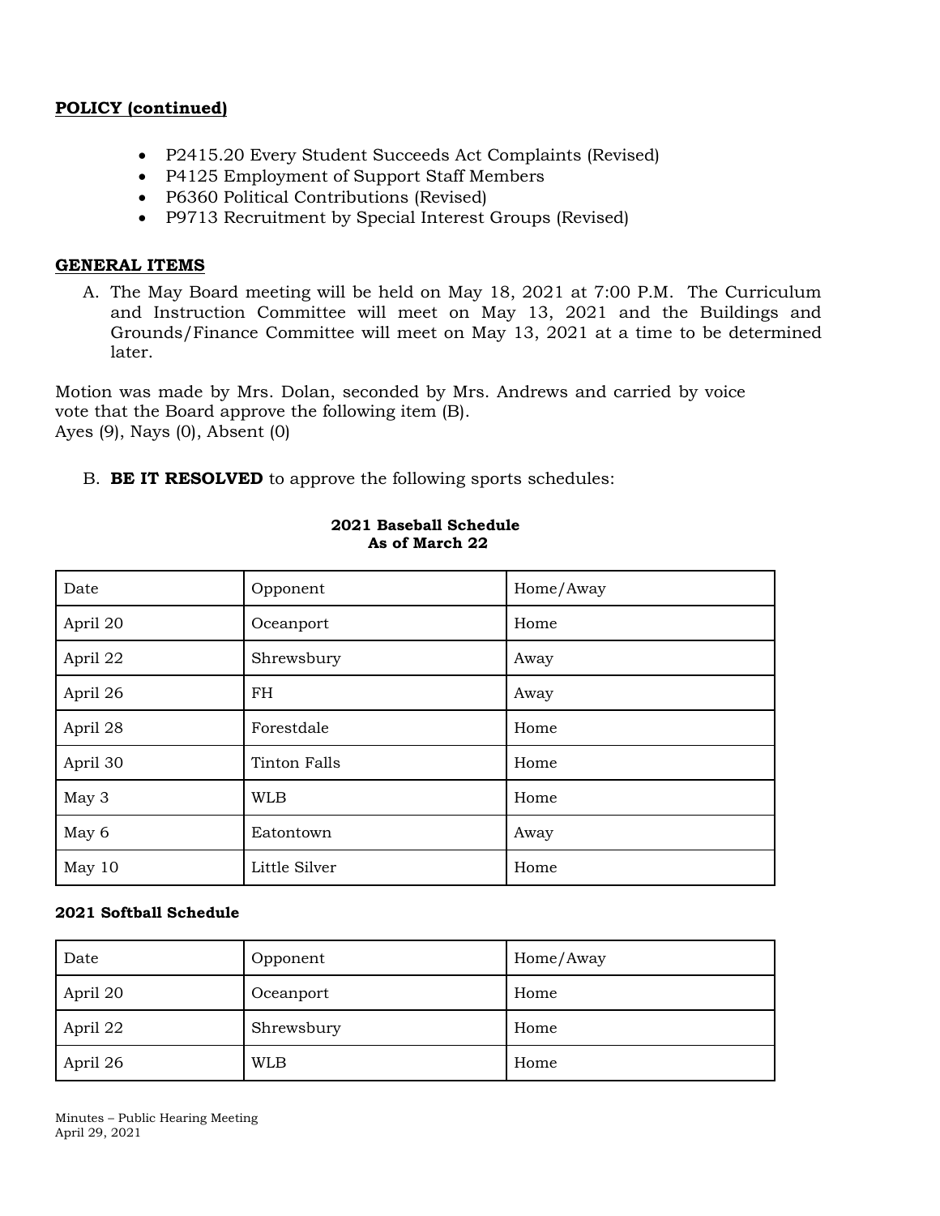**POLICY (continued)**

- P2415.20 Every Student Succeeds Act Complaints (Revised)
- P4125 Employment of Support Staff Members
- P6360 Political Contributions (Revised)
- P9713 Recruitment by Special Interest Groups (Revised)

**GENERAL ITEMS**

A. The May Board meeting will be held on May 18, 2021 at 7:00 P.M. The Curriculum and Instruction Committee will meet on May 13, 2021 and the Buildings and Grounds/Finance Committee will meet on May 13, 2021 at a time to be determined later.

Motion was made by Mrs. Dolan, seconded by Mrs. Andrews and carried by voice vote that the Board approve the following item (B).
Ayes (9), Nays (0), Absent (0)

B. **BE IT RESOLVED** to approve the following sports schedules:

**2021 Baseball Schedule**
**As of March 22**

| Date | Opponent | Home/Away |
|---|---|---|
| April 20 | Oceanport | Home |
| April 22 | Shrewsbury | Away |
| April 26 | FH | Away |
| April 28 | Forestdale | Home |
| April 30 | Tinton Falls | Home |
| May 3 | WLB | Home |
| May 6 | Eatontown | Away |
| May 10 | Little Silver | Home |

**2021 Softball Schedule**

| Date | Opponent | Home/Away |
|---|---|---|
| April 20 | Oceanport | Home |
| April 22 | Shrewsbury | Home |
| April 26 | WLB | Home |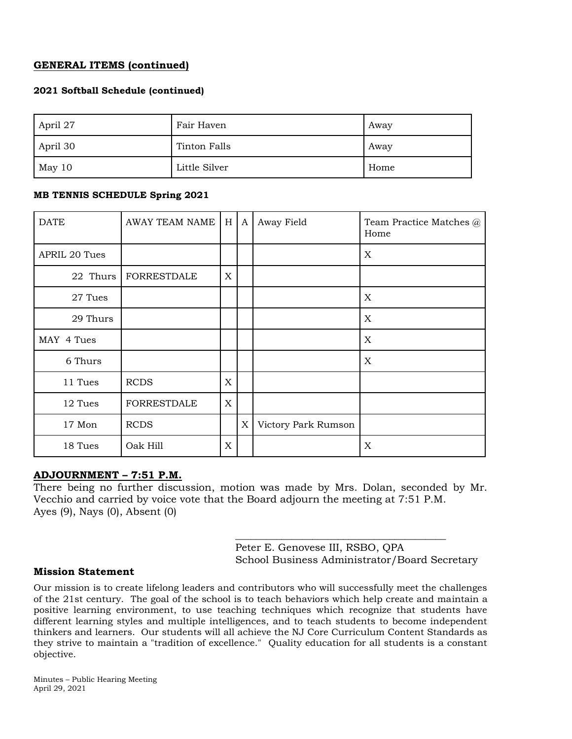## GENERAL ITEMS (continued)

### 2021 Softball Schedule (continued)

| | | |
|---|---|---|
| April 27 | Fair Haven | Away |
| April 30 | Tinton Falls | Away |
| May 10 | Little Silver | Home |

### MB TENNIS SCHEDULE Spring 2021

| DATE | AWAY TEAM NAME | H | A | Away Field | Team Practice Matches @ Home |
|---|---|---|---|---|---|
| APRIL 20 Tues | | | | | X |
| 22 Thurs | FORRESTDALE | X | | | |
| 27 Tues | | | | | X |
| 29 Thurs | | | | | X |
| MAY 4 Tues | | | | | X |
| 6 Thurs | | | | | X |
| 11 Tues | RCDS | X | | | |
| 12 Tues | FORRESTDALE | X | | | |
| 17 Mon | RCDS | | X | Victory Park Rumson | |
| 18 Tues | Oak Hill | X | | | X |

## ADJOURNMENT – 7:51 P.M.

There being no further discussion, motion was made by Mrs. Dolan, seconded by Mr. Vecchio and carried by voice vote that the Board adjourn the meeting at 7:51 P.M.
Ayes (9), Nays (0), Absent (0)

\_\_\_\_\_\_\_\_\_\_\_\_\_\_\_\_\_\_\_\_\_\_\_\_\_\_\_\_\_\_\_\_\_\_\_\_\_\_\_\_

Peter E. Genovese III, RSBO, QPA
School Business Administrator/Board Secretary

### Mission Statement

Our mission is to create lifelong leaders and contributors who will successfully meet the challenges of the 21st century. The goal of the school is to teach behaviors which help create and maintain a positive learning environment, to use teaching techniques which recognize that students have different learning styles and multiple intelligences, and to teach students to become independent thinkers and learners. Our students will all achieve the NJ Core Curriculum Content Standards as they strive to maintain a "tradition of excellence." Quality education for all students is a constant objective.